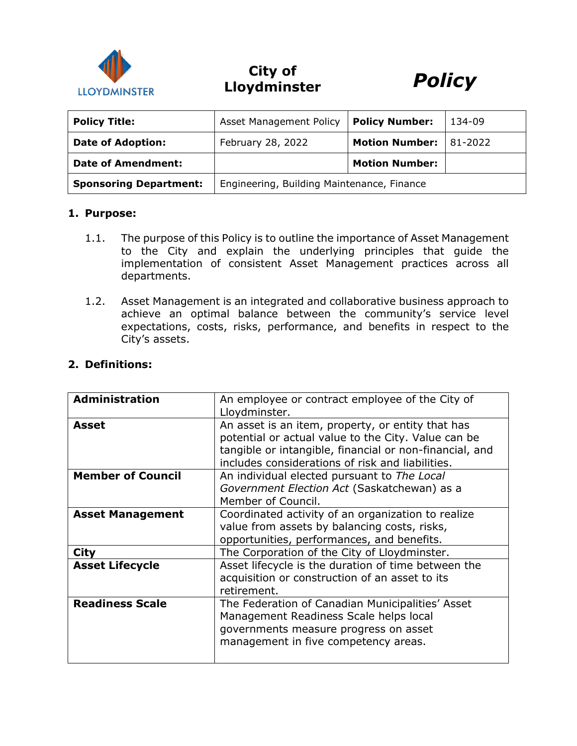LLOYDMINSTER

**City of Lloydminster**

***Policy***

| **Policy Title:** | Asset Management Policy | **Policy Number:** | 134-09 |
|---|---|---|---|
| **Date of Adoption:** | February 28, 2022 | **Motion Number:** | 81-2022 |
| **Date of Amendment:** | | **Motion Number:** | |
| **Sponsoring Department:** | Engineering, Building Maintenance, Finance | | |

## 1. Purpose:

1.1. The purpose of this Policy is to outline the importance of Asset Management to the City and explain the underlying principles that guide the implementation of consistent Asset Management practices across all departments.

1.2. Asset Management is an integrated and collaborative business approach to achieve an optimal balance between the community's service level expectations, costs, risks, performance, and benefits in respect to the City's assets.

## 2. Definitions:

| | |
|---|---|
| **Administration** | An employee or contract employee of the City of Lloydminster. |
| **Asset** | An asset is an item, property, or entity that has potential or actual value to the City. Value can be tangible or intangible, financial or non-financial, and includes considerations of risk and liabilities. |
| **Member of Council** | An individual elected pursuant to *The Local Government Election Act* (Saskatchewan) as a Member of Council. |
| **Asset Management** | Coordinated activity of an organization to realize value from assets by balancing costs, risks, opportunities, performances, and benefits. |
| **City** | The Corporation of the City of Lloydminster. |
| **Asset Lifecycle** | Asset lifecycle is the duration of time between the acquisition or construction of an asset to its retirement. |
| **Readiness Scale** | The Federation of Canadian Municipalities' Asset Management Readiness Scale helps local governments measure progress on asset management in five competency areas. |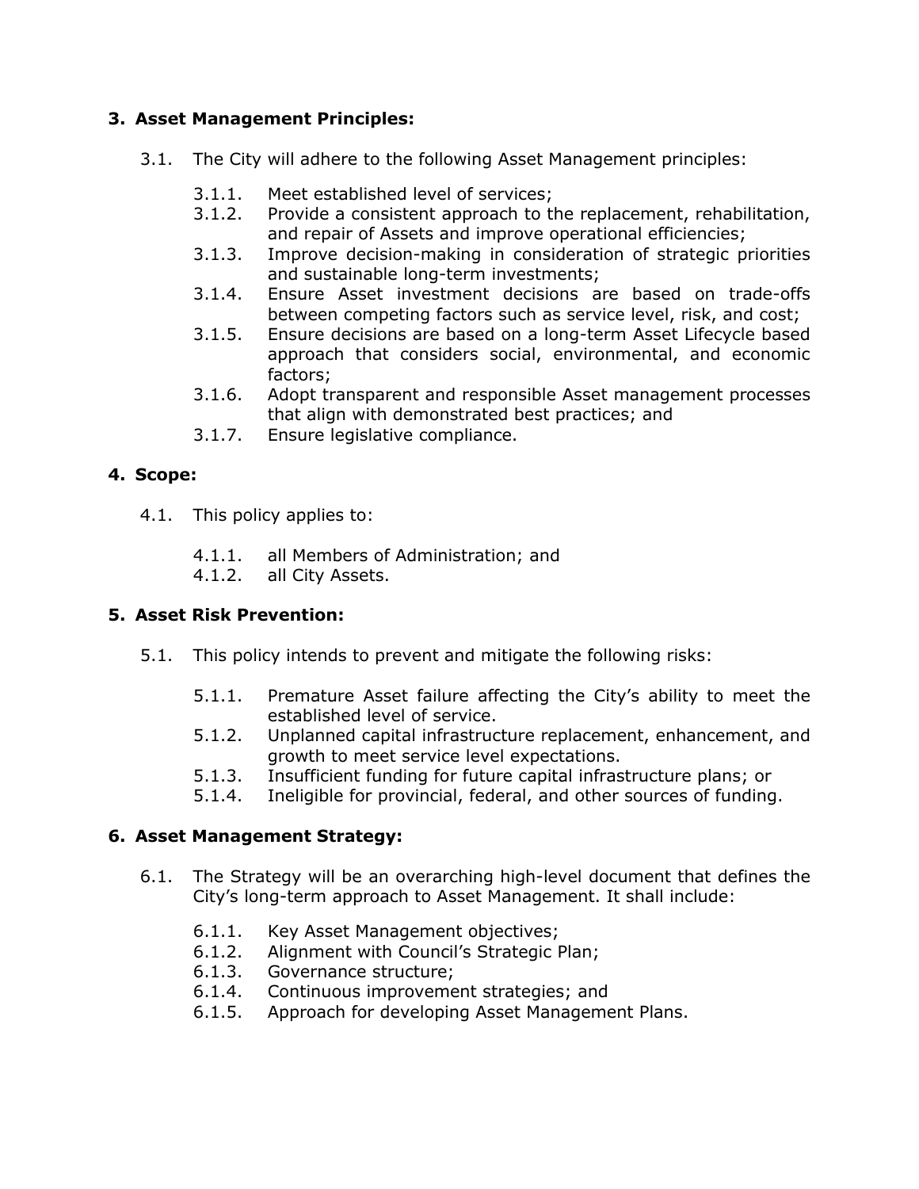## 3. Asset Management Principles:

3.1. The City will adhere to the following Asset Management principles:

- 3.1.1. Meet established level of services;
- 3.1.2. Provide a consistent approach to the replacement, rehabilitation, and repair of Assets and improve operational efficiencies;
- 3.1.3. Improve decision-making in consideration of strategic priorities and sustainable long-term investments;
- 3.1.4. Ensure Asset investment decisions are based on trade-offs between competing factors such as service level, risk, and cost;
- 3.1.5. Ensure decisions are based on a long-term Asset Lifecycle based approach that considers social, environmental, and economic factors;
- 3.1.6. Adopt transparent and responsible Asset management processes that align with demonstrated best practices; and
- 3.1.7. Ensure legislative compliance.

## 4. Scope:

4.1. This policy applies to:

- 4.1.1. all Members of Administration; and
- 4.1.2. all City Assets.

## 5. Asset Risk Prevention:

5.1. This policy intends to prevent and mitigate the following risks:

- 5.1.1. Premature Asset failure affecting the City's ability to meet the established level of service.
- 5.1.2. Unplanned capital infrastructure replacement, enhancement, and growth to meet service level expectations.
- 5.1.3. Insufficient funding for future capital infrastructure plans; or
- 5.1.4. Ineligible for provincial, federal, and other sources of funding.

## 6. Asset Management Strategy:

6.1. The Strategy will be an overarching high-level document that defines the City's long-term approach to Asset Management. It shall include:

- 6.1.1. Key Asset Management objectives;
- 6.1.2. Alignment with Council's Strategic Plan;
- 6.1.3. Governance structure;
- 6.1.4. Continuous improvement strategies; and
- 6.1.5. Approach for developing Asset Management Plans.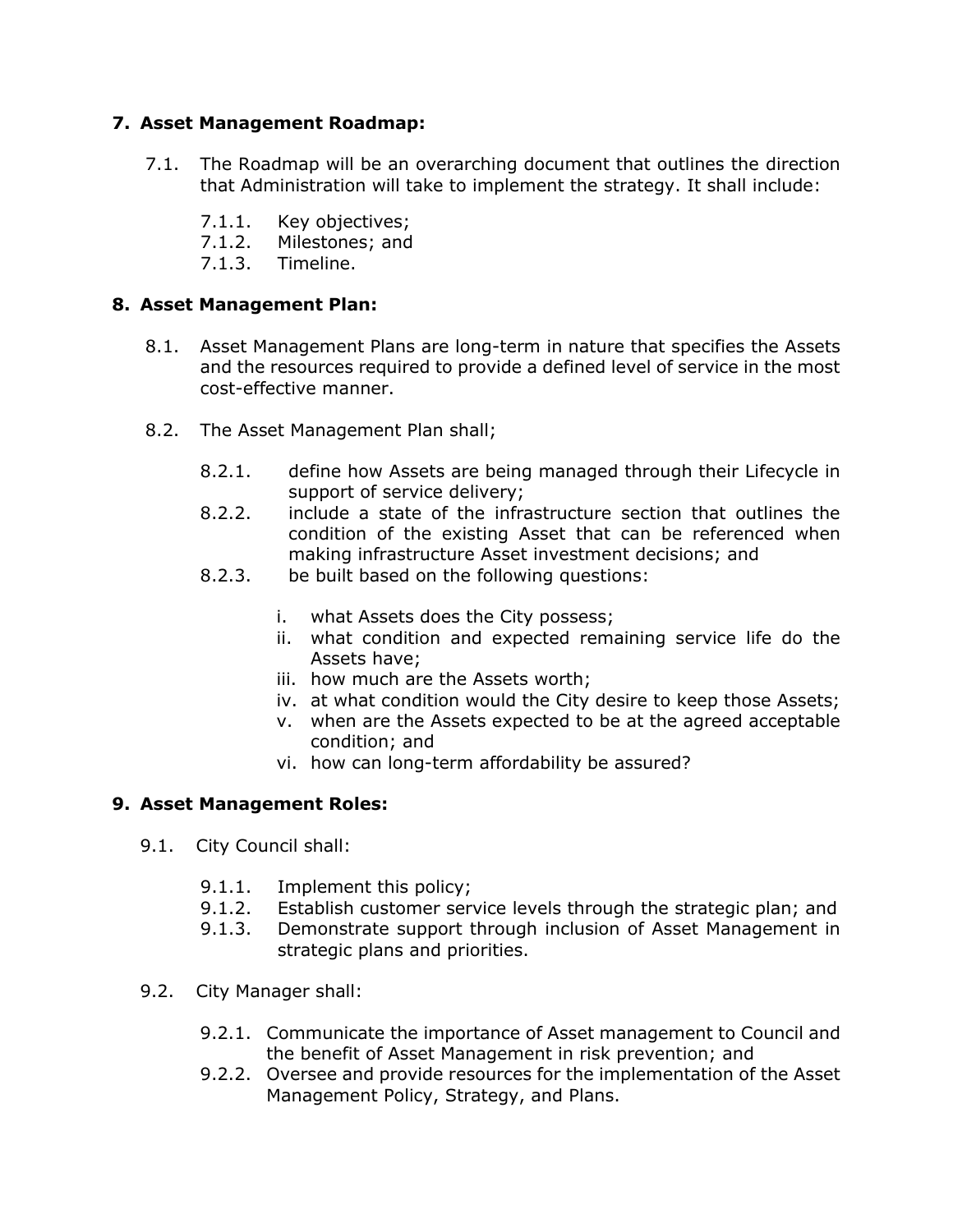## 7. Asset Management Roadmap:

7.1. The Roadmap will be an overarching document that outlines the direction that Administration will take to implement the strategy. It shall include:

- 7.1.1. Key objectives;
- 7.1.2. Milestones; and
- 7.1.3. Timeline.

## 8. Asset Management Plan:

8.1. Asset Management Plans are long-term in nature that specifies the Assets and the resources required to provide a defined level of service in the most cost-effective manner.

8.2. The Asset Management Plan shall;

- 8.2.1. define how Assets are being managed through their Lifecycle in support of service delivery;
- 8.2.2. include a state of the infrastructure section that outlines the condition of the existing Asset that can be referenced when making infrastructure Asset investment decisions; and
- 8.2.3. be built based on the following questions:
  - i. what Assets does the City possess;
  - ii. what condition and expected remaining service life do the Assets have;
  - iii. how much are the Assets worth;
  - iv. at what condition would the City desire to keep those Assets;
  - v. when are the Assets expected to be at the agreed acceptable condition; and
  - vi. how can long-term affordability be assured?

## 9. Asset Management Roles:

9.1. City Council shall:

- 9.1.1. Implement this policy;
- 9.1.2. Establish customer service levels through the strategic plan; and
- 9.1.3. Demonstrate support through inclusion of Asset Management in strategic plans and priorities.

9.2. City Manager shall:

- 9.2.1. Communicate the importance of Asset management to Council and the benefit of Asset Management in risk prevention; and
- 9.2.2. Oversee and provide resources for the implementation of the Asset Management Policy, Strategy, and Plans.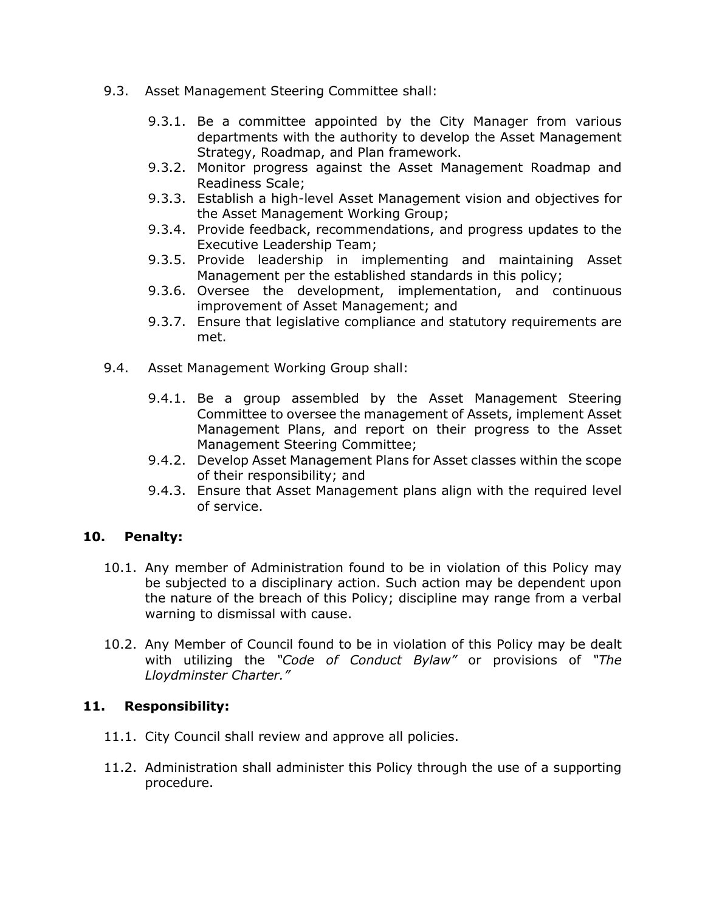9.3. Asset Management Steering Committee shall:

- 9.3.1. Be a committee appointed by the City Manager from various departments with the authority to develop the Asset Management Strategy, Roadmap, and Plan framework.
- 9.3.2. Monitor progress against the Asset Management Roadmap and Readiness Scale;
- 9.3.3. Establish a high-level Asset Management vision and objectives for the Asset Management Working Group;
- 9.3.4. Provide feedback, recommendations, and progress updates to the Executive Leadership Team;
- 9.3.5. Provide leadership in implementing and maintaining Asset Management per the established standards in this policy;
- 9.3.6. Oversee the development, implementation, and continuous improvement of Asset Management; and
- 9.3.7. Ensure that legislative compliance and statutory requirements are met.

9.4. Asset Management Working Group shall:

- 9.4.1. Be a group assembled by the Asset Management Steering Committee to oversee the management of Assets, implement Asset Management Plans, and report on their progress to the Asset Management Steering Committee;
- 9.4.2. Develop Asset Management Plans for Asset classes within the scope of their responsibility; and
- 9.4.3. Ensure that Asset Management plans align with the required level of service.

## 10. Penalty:

10.1. Any member of Administration found to be in violation of this Policy may be subjected to a disciplinary action. Such action may be dependent upon the nature of the breach of this Policy; discipline may range from a verbal warning to dismissal with cause.

10.2. Any Member of Council found to be in violation of this Policy may be dealt with utilizing the *"Code of Conduct Bylaw"* or provisions of *"The Lloydminster Charter."*

## 11. Responsibility:

11.1. City Council shall review and approve all policies.

11.2. Administration shall administer this Policy through the use of a supporting procedure.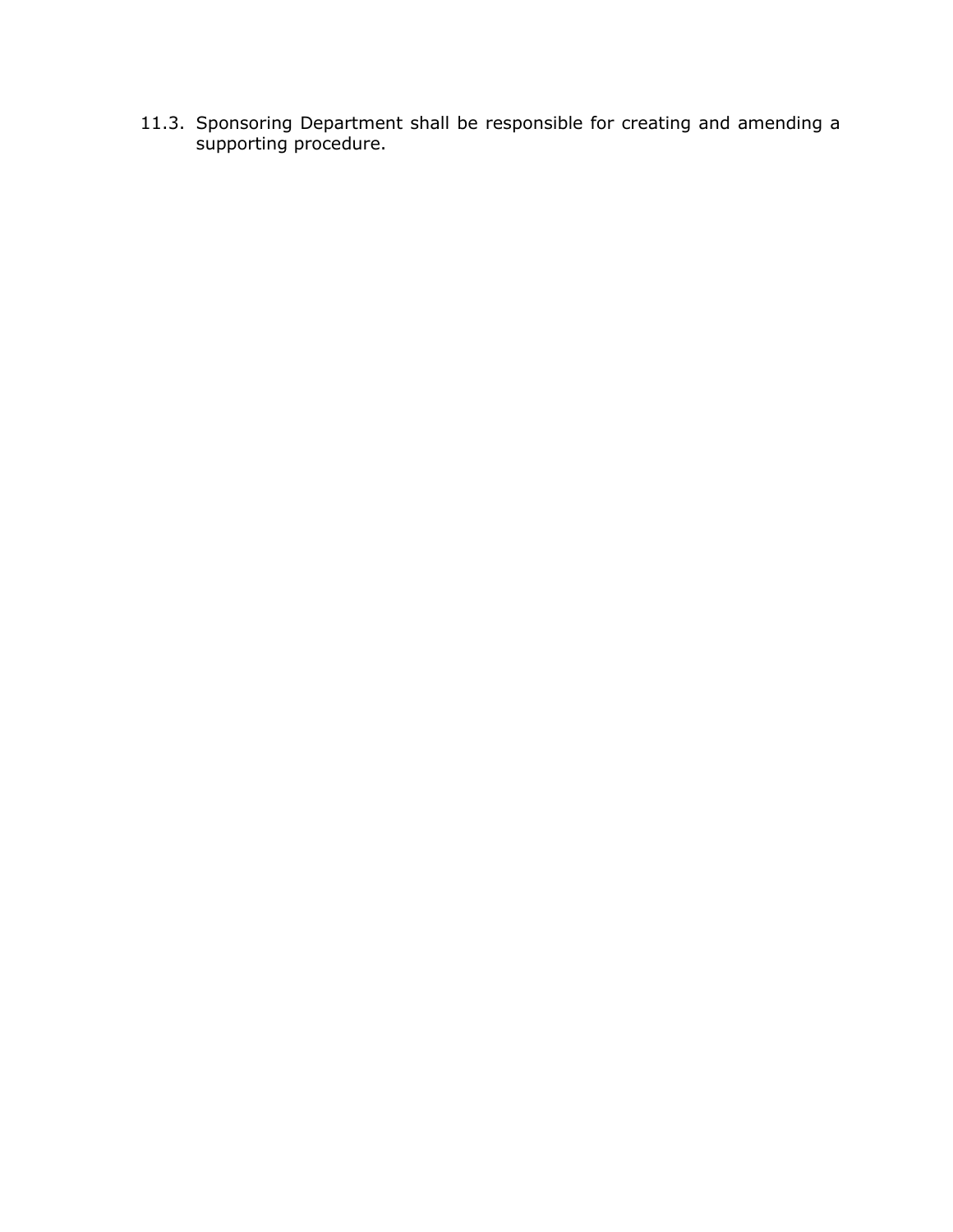11.3. Sponsoring Department shall be responsible for creating and amending a supporting procedure.